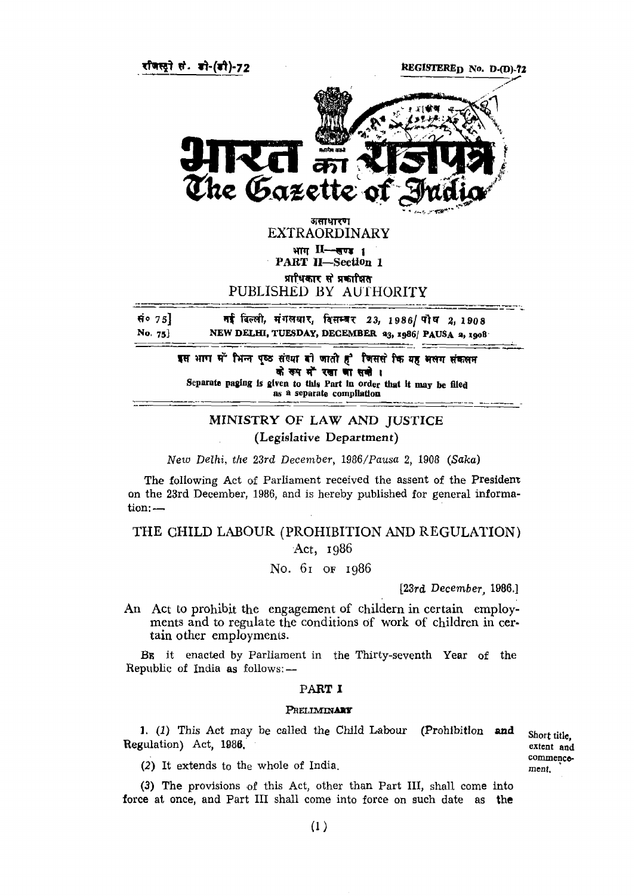रजिस्ट्री सं. डी-(डी)-72 REGISTERED No. D-(D)-72

# भारत का राजपत्र
# The Gazette of India

असाधारण
EXTRAORDINARY

भाग II—खण्ड 1
PART II—Section 1

प्राधिकार से प्रकाशित
PUBLISHED BY AUTHORITY

सं० 75] नई दिल्ली, मंगलवार, दिसम्बर 23, 1986/पौष 2, 1908
No. 75] NEW DELHI, TUESDAY, DECEMBER 23, 1986/ PAUSA 2, 1908

इस भाग में भिन्न पृष्ठ संख्या दी जाती है जिससे कि यह अलग संकलन के रूप में रखा जा सके।
Separate paging is given to this Part in order that it may be filed as a separate compilation

## MINISTRY OF LAW AND JUSTICE
(Legislative Department)

*New Delhi, the 23rd December, 1986/Pausa 2, 1908 (Saka)*

The following Act of Parliament received the assent of the President on the 23rd December, 1986, and is hereby published for general information:—

## THE CHILD LABOUR (PROHIBITION AND REGULATION) Act, 1986

No. 61 OF 1986

[*23rd December, 1986.*]

An Act to prohibit the engagement of childern in certain employments and to regulate the conditions of work of children in certain other employments.

BE it enacted by Parliament in the Thirty-seventh Year of the Republic of India as follows:—

### PART I

#### PRELIMINARY

Short title, extent and commencement.

1. (*1*) This Act may be called the Child Labour (Prohibition and Regulation) Act, 1986.

(*2*) It extends to the whole of India.

(*3*) The provisions of this Act, other than Part III, shall come into force at once, and Part III shall come into force on such date as the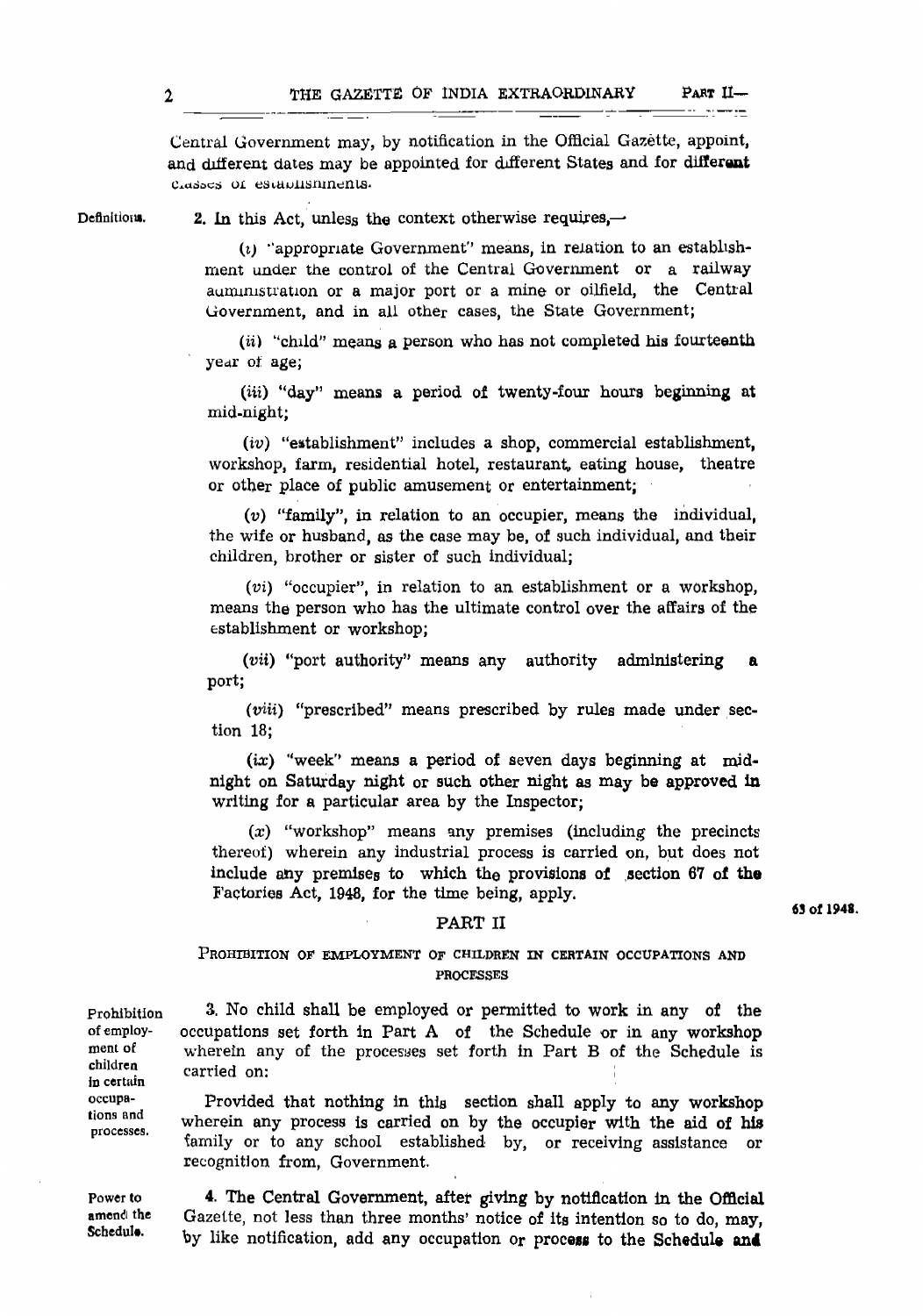Central Government may, by notification in the Official Gazette, appoint, and different dates may be appointed for different States and for different classes of establishments.

**Definitions.**

2. In this Act, unless the context otherwise requires,—

(*i*) "appropriate Government" means, in relation to an establishment under the control of the Central Government or a railway administration or a major port or a mine or oilfield, the Central Government, and in all other cases, the State Government;

(*ii*) "child" means a person who has not completed his fourteenth year of age;

(*iii*) "day" means a period of twenty-four hours beginning at mid-night;

(*iv*) "establishment" includes a shop, commercial establishment, workshop, farm, residential hotel, restaurant, eating house, theatre or other place of public amusement or entertainment;

(*v*) "family", in relation to an occupier, means the individual, the wife or husband, as the case may be, of such individual, and their children, brother or sister of such individual;

(*vi*) "occupier", in relation to an establishment or a workshop, means the person who has the ultimate control over the affairs of the establishment or workshop;

(*vii*) "port authority" means any authority administering a port;

(*viii*) "prescribed" means prescribed by rules made under section 18;

(*ix*) "week" means a period of seven days beginning at mid-night on Saturday night or such other night as may be approved in writing for a particular area by the Inspector;

(*x*) "workshop" means any premises (including the precincts thereof) wherein any industrial process is carried on, but does not include any premises to which the provisions of section 67 of the Factories Act, 1948, for the time being, apply. 63 of 1948.

## PART II

### PROHIBITION OF EMPLOYMENT OF CHILDREN IN CERTAIN OCCUPATIONS AND PROCESSES

**Prohibition of employment of children in certain occupations and processes.**

3. No child shall be employed or permitted to work in any of the occupations set forth in Part A of the Schedule or in any workshop wherein any of the processes set forth in Part B of the Schedule is carried on:

Provided that nothing in this section shall apply to any workshop wherein any process is carried on by the occupier with the aid of his family or to any school established by, or receiving assistance or recognition from, Government.

**Power to amend the Schedule.**

4. The Central Government, after giving by notification in the Official Gazette, not less than three months' notice of its intention so to do, may, by like notification, add any occupation or process to the Schedule and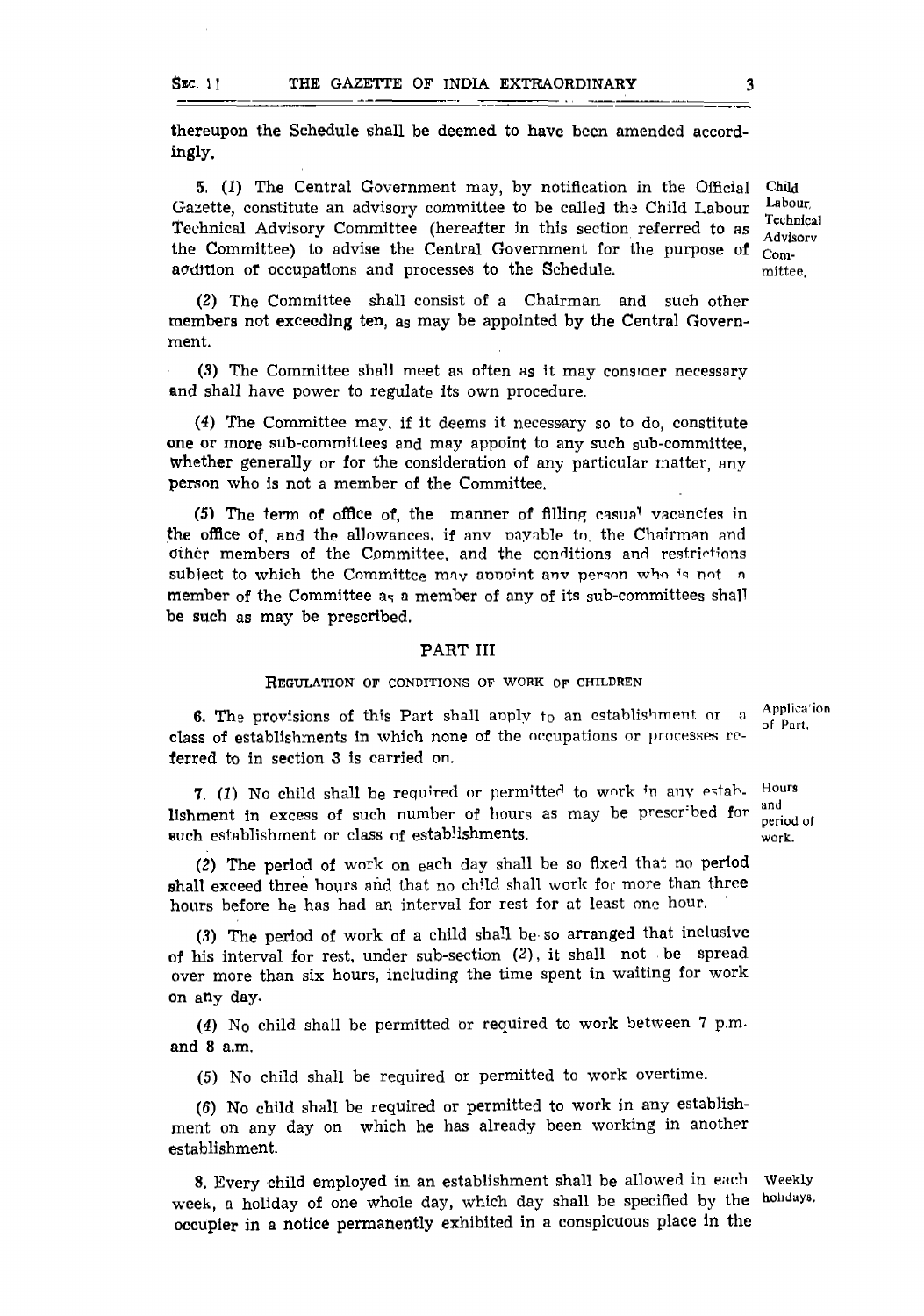thereupon the Schedule shall be deemed to have been amended accordingly.

**Child Labour Technical Advisory Committee.**

5. (1) The Central Government may, by notification in the Official Gazette, constitute an advisory committee to be called the Child Labour Technical Advisory Committee (hereafter in this section referred to as the Committee) to advise the Central Government for the purpose of addition of occupations and processes to the Schedule.

(2) The Committee shall consist of a Chairman and such other members not exceeding ten, as may be appointed by the Central Government.

(3) The Committee shall meet as often as it may consider necessary and shall have power to regulate its own procedure.

(4) The Committee may, if it deems it necessary so to do, constitute one or more sub-committees and may appoint to any such sub-committee, whether generally or for the consideration of any particular matter, any person who is not a member of the Committee.

(5) The term of office of, the manner of filling casual vacancies in the office of, and the allowances, if any payable to, the Chairman and other members of the Committee, and the conditions and restrictions subject to which the Committee may appoint any person who is not a member of the Committee as a member of any of its sub-committees shall be such as may be prescribed.

## PART III

### REGULATION OF CONDITIONS OF WORK OF CHILDREN

**Application of Part.**

6. The provisions of this Part shall apply to an establishment or a class of establishments in which none of the occupations or processes referred to in section 3 is carried on.

**Hours and period of work.**

7. (1) No child shall be required or permitted to work in any establishment in excess of such number of hours as may be prescribed for such establishment or class of establishments.

(2) The period of work on each day shall be so fixed that no period shall exceed three hours and that no child shall work for more than three hours before he has had an interval for rest for at least one hour.

(3) The period of work of a child shall be so arranged that inclusive of his interval for rest, under sub-section (2), it shall not be spread over more than six hours, including the time spent in waiting for work on any day.

(4) No child shall be permitted or required to work between 7 p.m. and 8 a.m.

(5) No child shall be required or permitted to work overtime.

(6) No child shall be required or permitted to work in any establishment on any day on which he has already been working in another establishment.

**Weekly holidays.**

8. Every child employed in an establishment shall be allowed in each week, a holiday of one whole day, which day shall be specified by the occupier in a notice permanently exhibited in a conspicuous place in the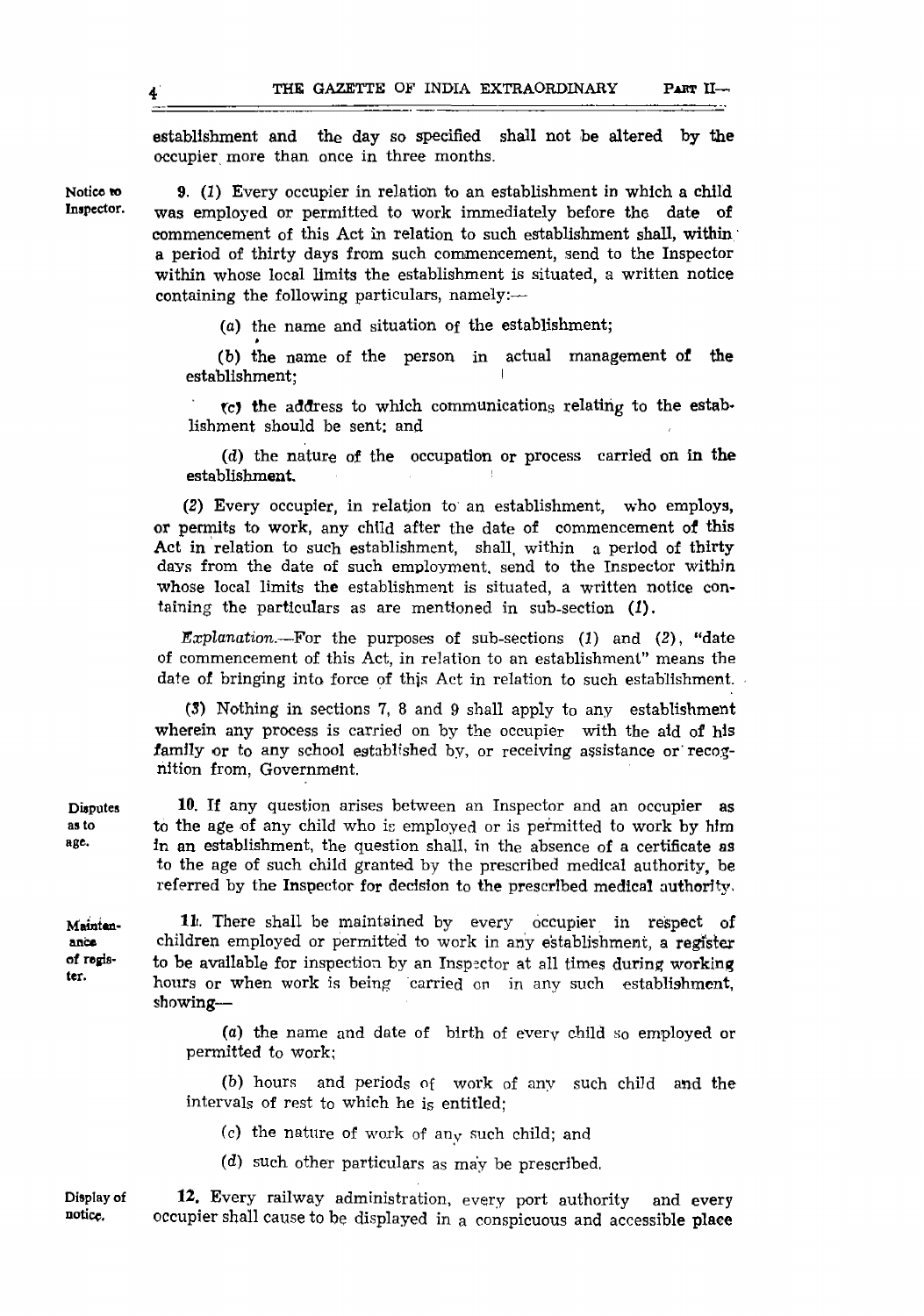establishment and the day so specified shall not be altered by the occupier more than once in three months.

**Notice to Inspector.**

9. (1) Every occupier in relation to an establishment in which a child was employed or permitted to work immediately before the date of commencement of this Act in relation to such establishment shall, within a period of thirty days from such commencement, send to the Inspector within whose local limits the establishment is situated, a written notice containing the following particulars, namely:—

(a) the name and situation of the establishment;

(b) the name of the person in actual management of the establishment;

(c) the address to which communications relating to the establishment should be sent; and

(d) the nature of the occupation or process carried on in the establishment.

(2) Every occupier, in relation to an establishment, who employs, or permits to work, any child after the date of commencement of this Act in relation to such establishment, shall, within a period of thirty days from the date of such employment, send to the Inspector within whose local limits the establishment is situated, a written notice containing the particulars as are mentioned in sub-section (1).

*Explanation*.—For the purposes of sub-sections (1) and (2), "date of commencement of this Act, in relation to an establishment" means the date of bringing into force of this Act in relation to such establishment.

(3) Nothing in sections 7, 8 and 9 shall apply to any establishment wherein any process is carried on by the occupier with the aid of his family or to any school established by, or receiving assistance or recognition from, Government.

**Disputes as to age.**

10. If any question arises between an Inspector and an occupier as to the age of any child who is employed or is permitted to work by him in an establishment, the question shall, in the absence of a certificate as to the age of such child granted by the prescribed medical authority, be referred by the Inspector for decision to the prescribed medical authority.

**Maintenance of register.**

11. There shall be maintained by every occupier in respect of children employed or permitted to work in any establishment, a register to be available for inspection by an Inspector at all times during working hours or when work is being carried on in any such establishment, showing—

(a) the name and date of birth of every child so employed or permitted to work;

(b) hours and periods of work of any such child and the intervals of rest to which he is entitled;

(c) the nature of work of any such child; and

(d) such other particulars as may be prescribed.

**Display of notice.**

12. Every railway administration, every port authority and every occupier shall cause to be displayed in a conspicuous and accessible place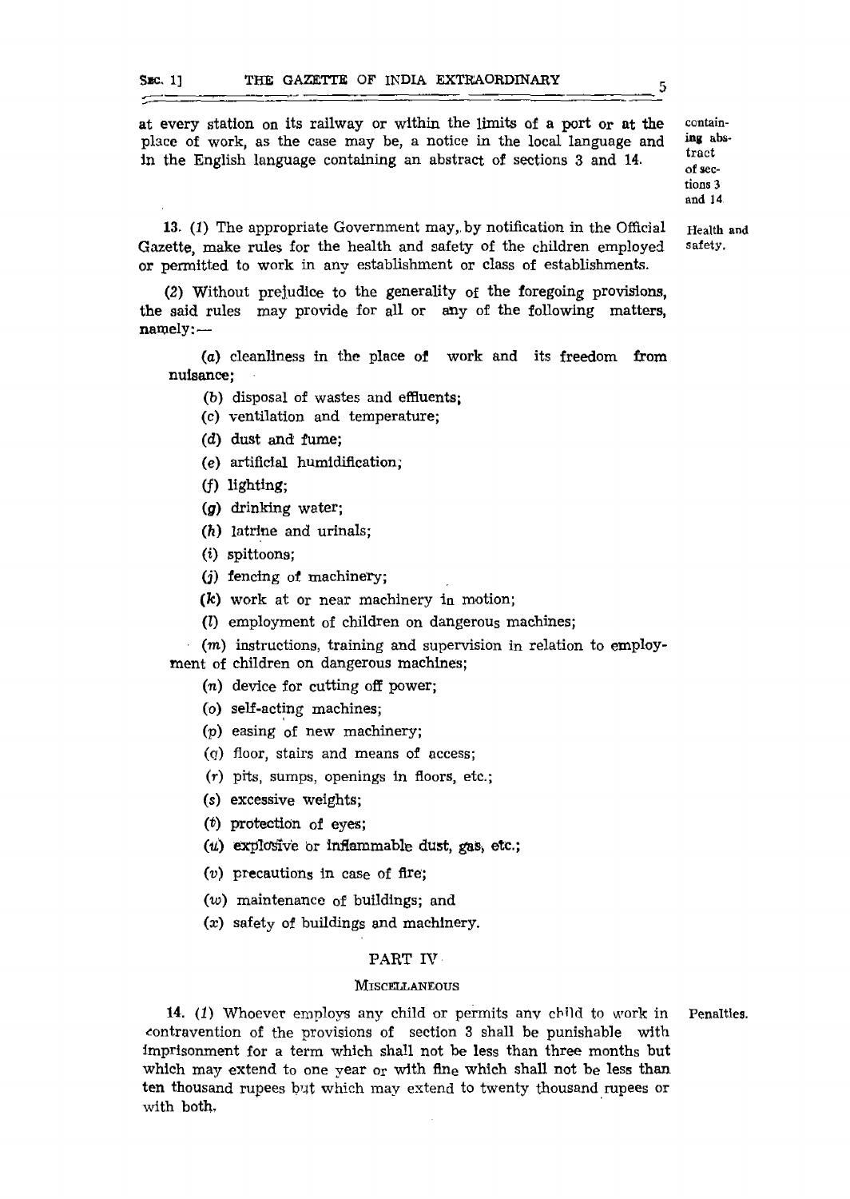at every station on its railway or within the limits of a port or at the place of work, as the case may be, a notice in the local language and in the English language containing an abstract of sections 3 and 14.

containing abstract of sections 3 and 14.

**Health and safety.**

13. (1) The appropriate Government may, by notification in the Official Gazette, make rules for the health and safety of the children employed or permitted to work in any establishment or class of establishments.

(2) Without prejudice to the generality of the foregoing provisions, the said rules may provide for all or any of the following matters, namely:—

(a) cleanliness in the place of work and its freedom from nuisance;

(b) disposal of wastes and effluents;

(c) ventilation and temperature;

(d) dust and fume;

(e) artificial humidification;

(f) lighting;

(g) drinking water;

(h) latrine and urinals;

(i) spittoons;

(j) fencing of machinery;

(k) work at or near machinery in motion;

(l) employment of children on dangerous machines;

(m) instructions, training and supervision in relation to employment of children on dangerous machines;

(n) device for cutting off power;

(o) self-acting machines;

(p) easing of new machinery;

(q) floor, stairs and means of access;

(r) pits, sumps, openings in floors, etc.;

(s) excessive weights;

(t) protection of eyes;

(u) explosive or inflammable dust, gas, etc.;

(v) precautions in case of fire;

(w) maintenance of buildings; and

(x) safety of buildings and machinery.

## PART IV

### MISCELLANEOUS

**Penalties.**

14. (1) Whoever employs any child or permits any child to work in contravention of the provisions of section 3 shall be punishable with imprisonment for a term which shall not be less than three months but which may extend to one year or with fine which shall not be less than ten thousand rupees but which may extend to twenty thousand rupees or with both.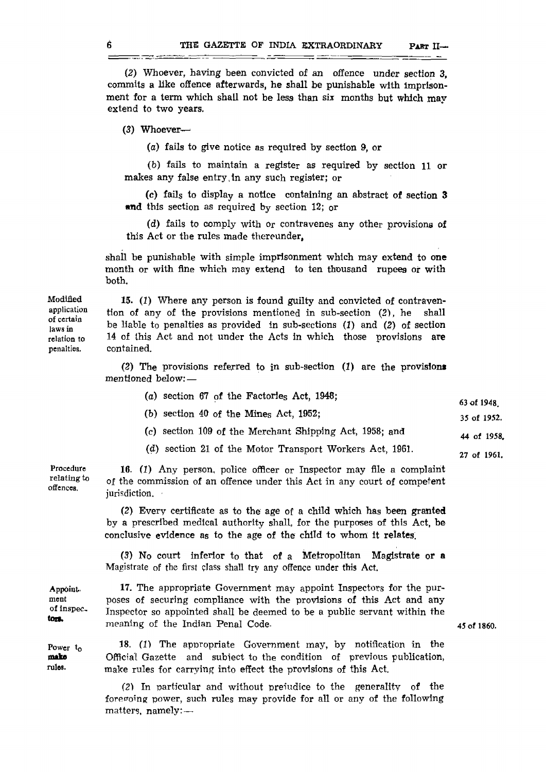(2) Whoever, having been convicted of an offence under section 3, commits a like offence afterwards, he shall be punishable with imprisonment for a term which shall not be less than six months but which may extend to two years.

(3) Whoever—

(a) fails to give notice as required by section 9, or

(b) fails to maintain a register as required by section 11 or makes any false entry in any such register; or

(c) fails to display a notice containing an abstract of section 3 and this section as required by section 12; or

(d) fails to comply with or contravenes any other provisions of this Act or the rules made thereunder,

shall be punishable with simple imprisonment which may extend to one month or with fine which may extend to ten thousand rupees or with both.

**Modified application of certain laws in relation to penalties.**

15. (1) Where any person is found guilty and convicted of contravention of any of the provisions mentioned in sub-section (2), he shall be liable to penalties as provided in sub-sections (1) and (2) of section 14 of this Act and not under the Acts in which those provisions are contained.

(2) The provisions referred to in sub-section (1) are the provisions mentioned below:—

(a) section 67 of the Factories Act, 1948; (63 of 1948.)

(b) section 40 of the Mines Act, 1952; (35 of 1952.)

(c) section 109 of the Merchant Shipping Act, 1958; and (44 of 1958.)

(d) section 21 of the Motor Transport Workers Act, 1961. (27 of 1961.)

**Procedure relating to offences.**

16. (1) Any person, police officer or Inspector may file a complaint of the commission of an offence under this Act in any court of competent jurisdiction.

(2) Every certificate as to the age of a child which has been granted by a prescribed medical authority shall, for the purposes of this Act, be conclusive evidence as to the age of the child to whom it relates.

(3) No court inferior to that of a Metropolitan Magistrate or a Magistrate of the first class shall try any offence under this Act.

**Appointment of Inspectors.**

17. The appropriate Government may appoint Inspectors for the purposes of securing compliance with the provisions of this Act and any Inspector so appointed shall be deemed to be a public servant within the meaning of the Indian Penal Code. (45 of 1860.)

**Power to make rules.**

18. (1) The appropriate Government may, by notification in the Official Gazette and subject to the condition of previous publication, make rules for carrying into effect the provisions of this Act.

(2) In particular and without prejudice to the generality of the foregoing power, such rules may provide for all or any of the following matters, namely:—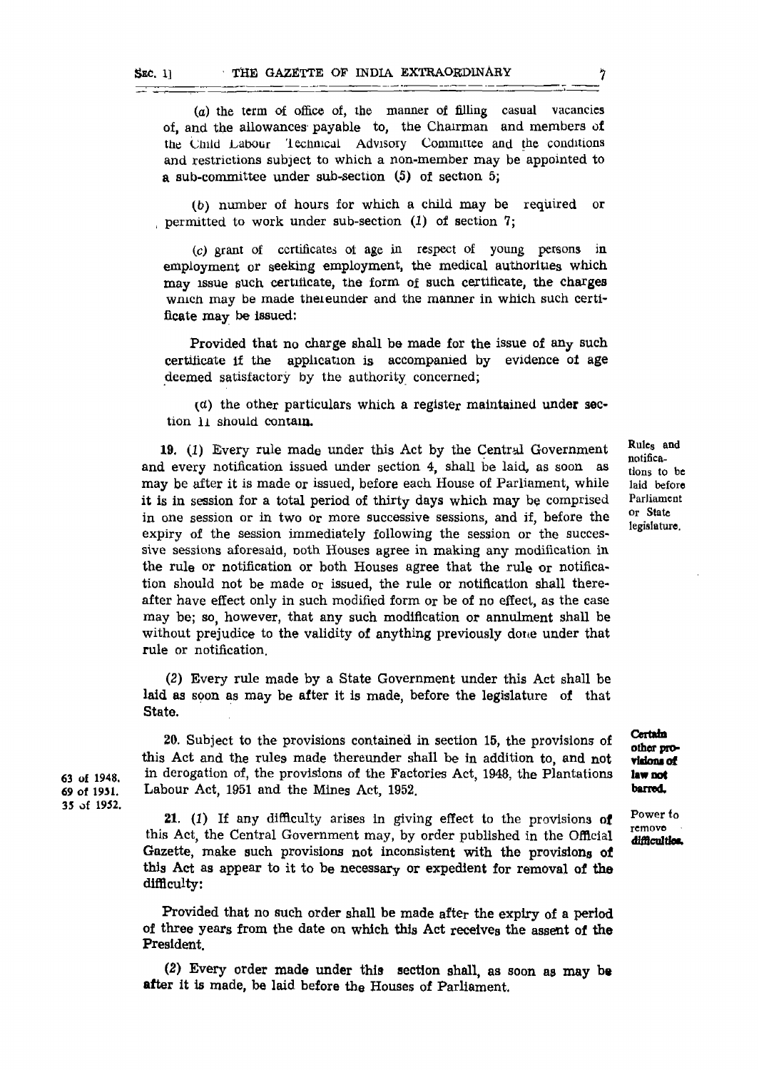(a) the term of office of, the manner of filling casual vacancies of, and the allowances payable to, the Chairman and members of the Child Labour Technical Advisory Committee and the conditions and restrictions subject to which a non-member may be appointed to a sub-committee under sub-section (5) of section 5;

(b) number of hours for which a child may be required or permitted to work under sub-section (1) of section 7;

(c) grant of certificates of age in respect of young persons in employment or seeking employment, the medical authorities which may issue such certificate, the form of such certificate, the charges which may be made thereunder and the manner in which such certificate may be issued:

Provided that no charge shall be made for the issue of any such certificate if the application is accompanied by evidence of age deemed satisfactory by the authority concerned;

(d) the other particulars which a register maintained under section 11 should contain.

**Rules and notifications to be laid before Parliament or State legislature.**

19. (1) Every rule made under this Act by the Central Government and every notification issued under section 4, shall be laid, as soon as may be after it is made or issued, before each House of Parliament, while it is in session for a total period of thirty days which may be comprised in one session or in two or more successive sessions, and if, before the expiry of the session immediately following the session or the successive sessions aforesaid, both Houses agree in making any modification in the rule or notification or both Houses agree that the rule or notification should not be made or issued, the rule or notification shall thereafter have effect only in such modified form or be of no effect, as the case may be; so, however, that any such modification or annulment shall be without prejudice to the validity of anything previously done under that rule or notification.

(2) Every rule made by a State Government under this Act shall be laid as soon as may be after it is made, before the legislature of that State.

**Certain other provisions of law not barred.**

20. Subject to the provisions contained in section 15, the provisions of this Act and the rules made thereunder shall be in addition to, and not in derogation of, the provisions of the Factories Act, 1948, the Plantations Labour Act, 1951 and the Mines Act, 1952.

63 of 1948.
69 of 1951.
35 of 1952.

**Power to remove difficulties.**

21. (1) If any difficulty arises in giving effect to the provisions of this Act, the Central Government may, by order published in the Official Gazette, make such provisions not inconsistent with the provisions of this Act as appear to it to be necessary or expedient for removal of the difficulty:

Provided that no such order shall be made after the expiry of a period of three years from the date on which this Act receives the assent of the President.

(2) Every order made under this section shall, as soon as may be after it is made, be laid before the Houses of Parliament.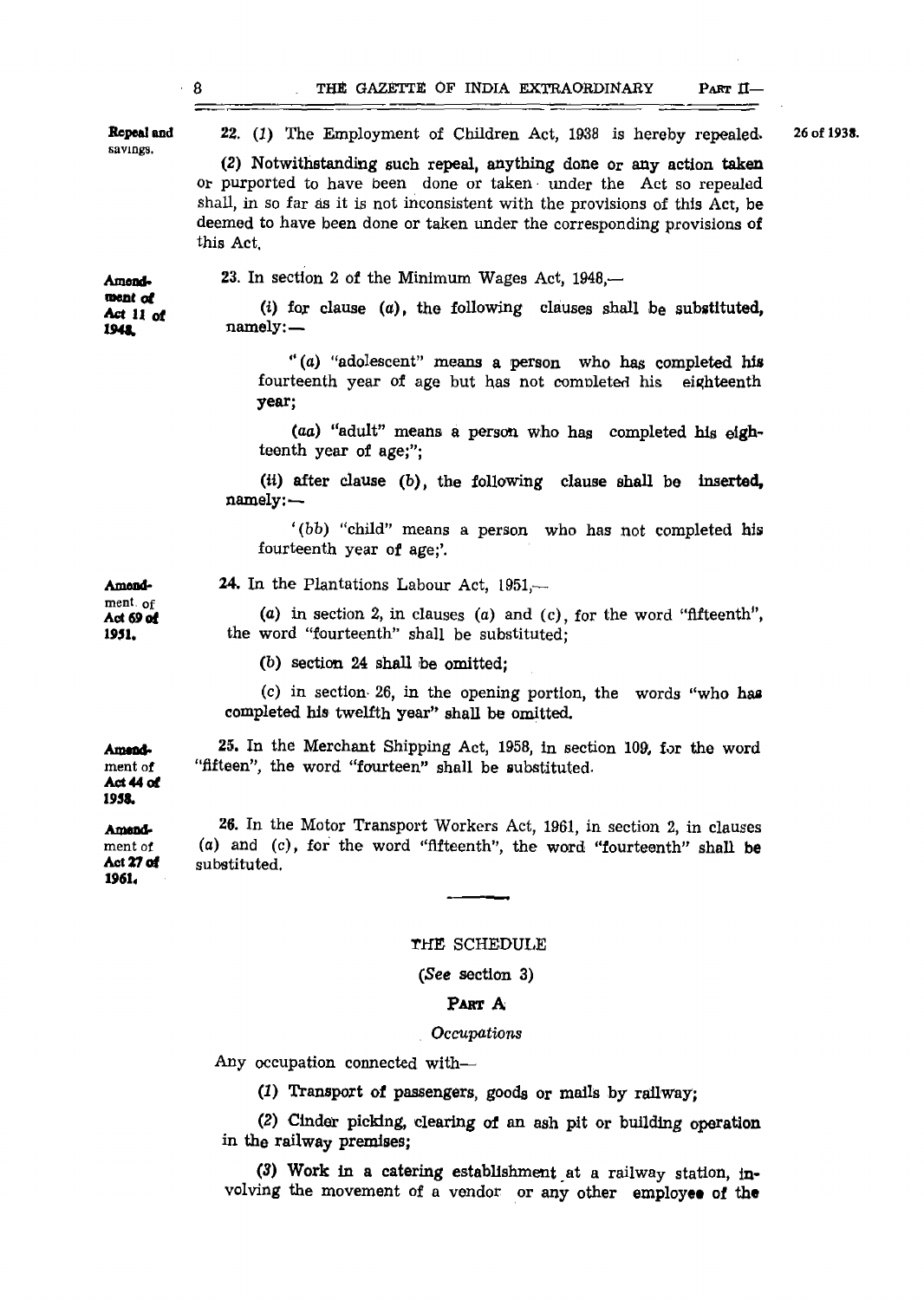Repeal and savings.

22. (1) The Employment of Children Act, 1938 is hereby repealed. 26 of 1938.

(2) Notwithstanding such repeal, anything done or any action taken or purported to have been done or taken under the Act so repealed shall, in so far as it is not inconsistent with the provisions of this Act, be deemed to have been done or taken under the corresponding provisions of this Act.

Amendment of Act 11 of 1948.

23. In section 2 of the Minimum Wages Act, 1948,—

(i) for clause (a), the following clauses shall be substituted, namely:—

"(a) "adolescent" means a person who has completed his fourteenth year of age but has not completed his eighteenth year;

(aa) "adult" means a person who has completed his eighteenth year of age;";

(ii) after clause (b), the following clause shall be inserted, namely:—

'(bb) "child" means a person who has not completed his fourteenth year of age;'.

Amendment of Act 69 of 1951.

24. In the Plantations Labour Act, 1951,—

(a) in section 2, in clauses (a) and (c), for the word "fifteenth", the word "fourteenth" shall be substituted;

(b) section 24 shall be omitted;

(c) in section 26, in the opening portion, the words "who has completed his twelfth year" shall be omitted.

Amendment of Act 44 of 1958.

25. In the Merchant Shipping Act, 1958, in section 109, for the word "fifteen", the word "fourteen" shall be substituted.

Amendment of Act 27 of 1961.

26. In the Motor Transport Workers Act, 1961, in section 2, in clauses (a) and (c), for the word "fifteenth", the word "fourteenth" shall be substituted.

## THE SCHEDULE

(*See* section 3)

### PART A

*Occupations*

Any occupation connected with—

(1) Transport of passengers, goods or mails by railway;

(2) Cinder picking, clearing of an ash pit or building operation in the railway premises;

(3) Work in a catering establishment at a railway station, involving the movement of a vendor or any other employee of the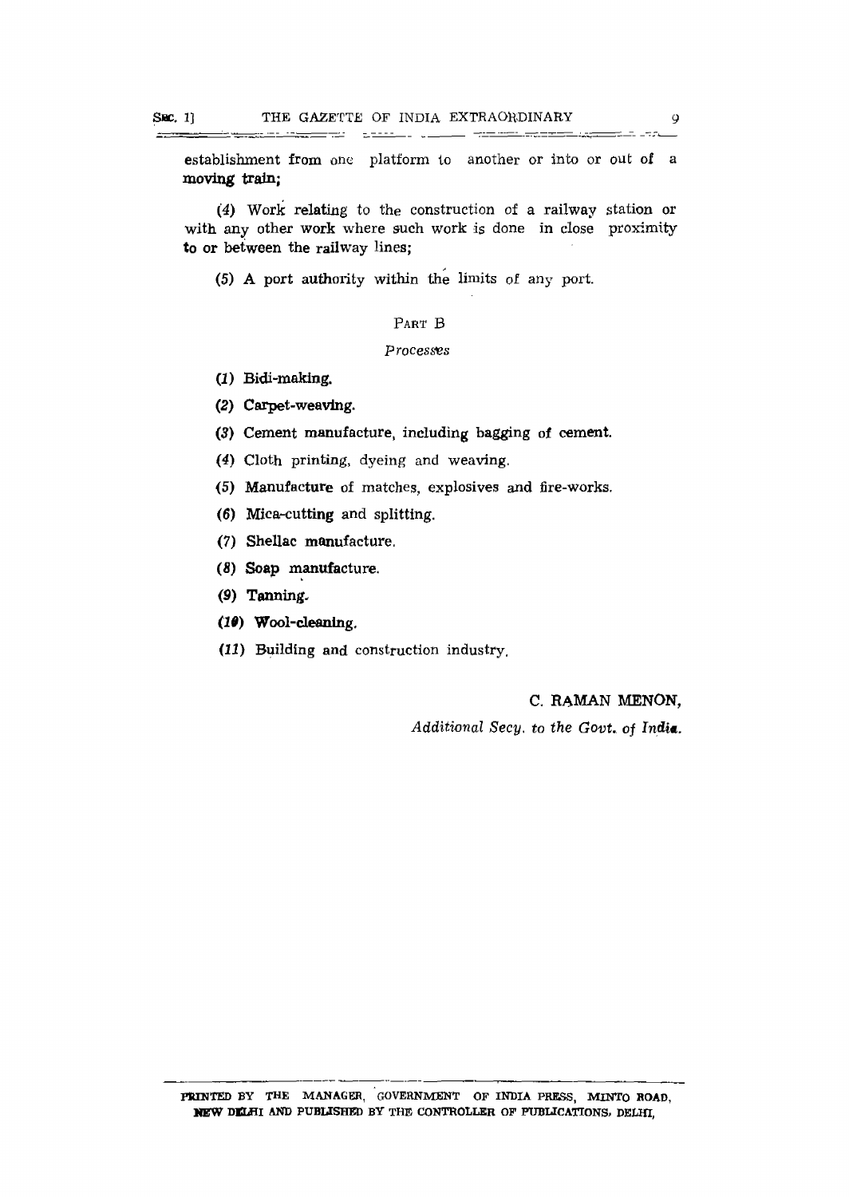establishment from one platform to another or into or out of a moving train;

(4) Work relating to the construction of a railway station or with any other work where such work is done in close proximity to or between the railway lines;

(5) A port authority within the limits of any port.

PART B

*Processes*

(1) Bidi-making.

(2) Carpet-weaving.

(3) Cement manufacture, including bagging of cement.

(4) Cloth printing, dyeing and weaving.

(5) Manufacture of matches, explosives and fire-works.

(6) Mica-cutting and splitting.

(7) Shellac manufacture.

(8) Soap manufacture.

(9) Tanning.

(10) Wool-cleaning.

(11) Building and construction industry.

C. RAMAN MENON,

*Additional Secy. to the Govt. of India.*

PRINTED BY THE MANAGER, GOVERNMENT OF INDIA PRESS, MINTO ROAD, NEW DELHI AND PUBLISHED BY THE CONTROLLER OF PUBLICATIONS, DELHI.